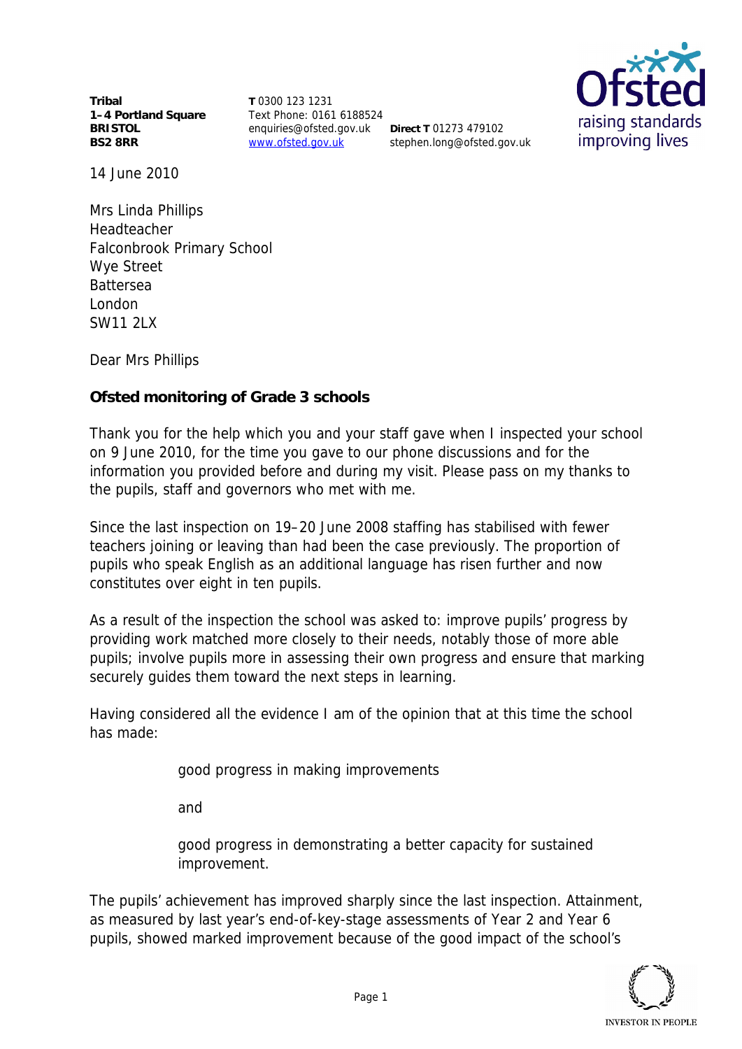**Tribal**
**1–4 Portland Square**
**BRISTOL**
**BS2 8RR**

**T** 0300 123 1231
Text Phone: 0161 6188524
enquiries@ofsted.gov.uk
www.ofsted.gov.uk

**Direct T** 01273 479102
stephen.long@ofsted.gov.uk

14 June 2010

Mrs Linda Phillips
Headteacher
Falconbrook Primary School
Wye Street
Battersea
London
SW11 2LX

Dear Mrs Phillips

**Ofsted monitoring of Grade 3 schools**

Thank you for the help which you and your staff gave when I inspected your school on 9 June 2010, for the time you gave to our phone discussions and for the information you provided before and during my visit. Please pass on my thanks to the pupils, staff and governors who met with me.

Since the last inspection on 19–20 June 2008 staffing has stabilised with fewer teachers joining or leaving than had been the case previously. The proportion of pupils who speak English as an additional language has risen further and now constitutes over eight in ten pupils.

As a result of the inspection the school was asked to: improve pupils' progress by providing work matched more closely to their needs, notably those of more able pupils; involve pupils more in assessing their own progress and ensure that marking securely guides them toward the next steps in learning.

Having considered all the evidence I am of the opinion that at this time the school has made:

> good progress in making improvements
>
> and
>
> good progress in demonstrating a better capacity for sustained improvement.

The pupils' achievement has improved sharply since the last inspection. Attainment, as measured by last year's end-of-key-stage assessments of Year 2 and Year 6 pupils, showed marked improvement because of the good impact of the school's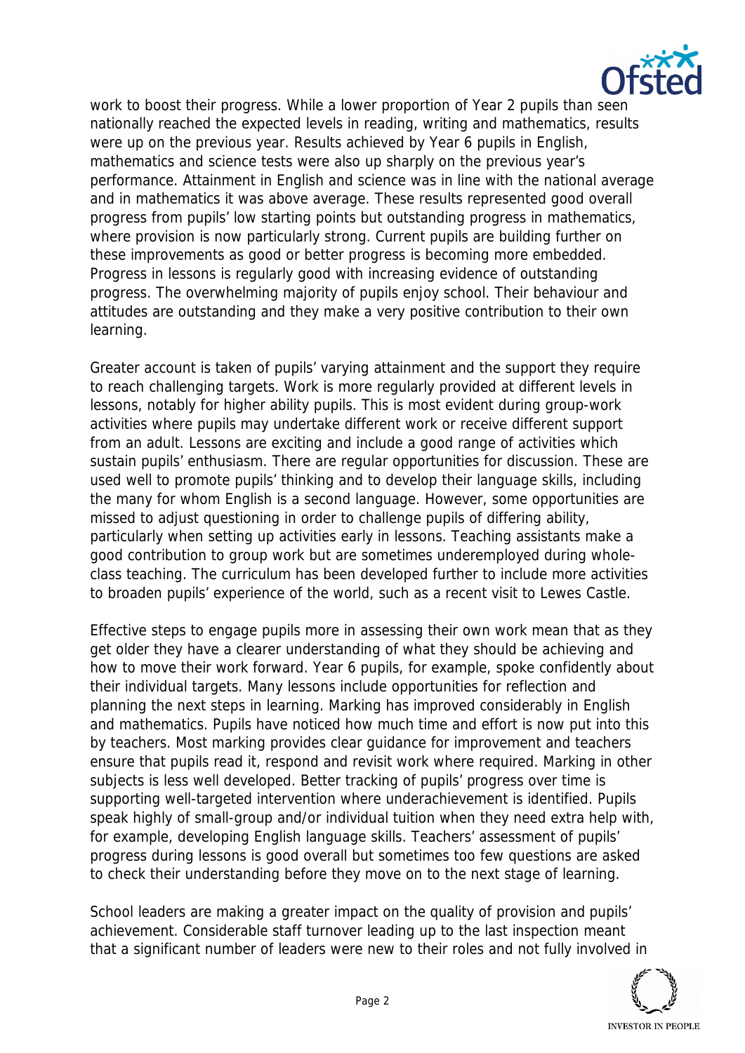work to boost their progress. While a lower proportion of Year 2 pupils than seen nationally reached the expected levels in reading, writing and mathematics, results were up on the previous year. Results achieved by Year 6 pupils in English, mathematics and science tests were also up sharply on the previous year's performance. Attainment in English and science was in line with the national average and in mathematics it was above average. These results represented good overall progress from pupils' low starting points but outstanding progress in mathematics, where provision is now particularly strong. Current pupils are building further on these improvements as good or better progress is becoming more embedded. Progress in lessons is regularly good with increasing evidence of outstanding progress. The overwhelming majority of pupils enjoy school. Their behaviour and attitudes are outstanding and they make a very positive contribution to their own learning.

Greater account is taken of pupils' varying attainment and the support they require to reach challenging targets. Work is more regularly provided at different levels in lessons, notably for higher ability pupils. This is most evident during group-work activities where pupils may undertake different work or receive different support from an adult. Lessons are exciting and include a good range of activities which sustain pupils' enthusiasm. There are regular opportunities for discussion. These are used well to promote pupils' thinking and to develop their language skills, including the many for whom English is a second language. However, some opportunities are missed to adjust questioning in order to challenge pupils of differing ability, particularly when setting up activities early in lessons. Teaching assistants make a good contribution to group work but are sometimes underemployed during whole-class teaching. The curriculum has been developed further to include more activities to broaden pupils' experience of the world, such as a recent visit to Lewes Castle.

Effective steps to engage pupils more in assessing their own work mean that as they get older they have a clearer understanding of what they should be achieving and how to move their work forward. Year 6 pupils, for example, spoke confidently about their individual targets. Many lessons include opportunities for reflection and planning the next steps in learning. Marking has improved considerably in English and mathematics. Pupils have noticed how much time and effort is now put into this by teachers. Most marking provides clear guidance for improvement and teachers ensure that pupils read it, respond and revisit work where required. Marking in other subjects is less well developed. Better tracking of pupils' progress over time is supporting well-targeted intervention where underachievement is identified. Pupils speak highly of small-group and/or individual tuition when they need extra help with, for example, developing English language skills. Teachers' assessment of pupils' progress during lessons is good overall but sometimes too few questions are asked to check their understanding before they move on to the next stage of learning.

School leaders are making a greater impact on the quality of provision and pupils' achievement. Considerable staff turnover leading up to the last inspection meant that a significant number of leaders were new to their roles and not fully involved in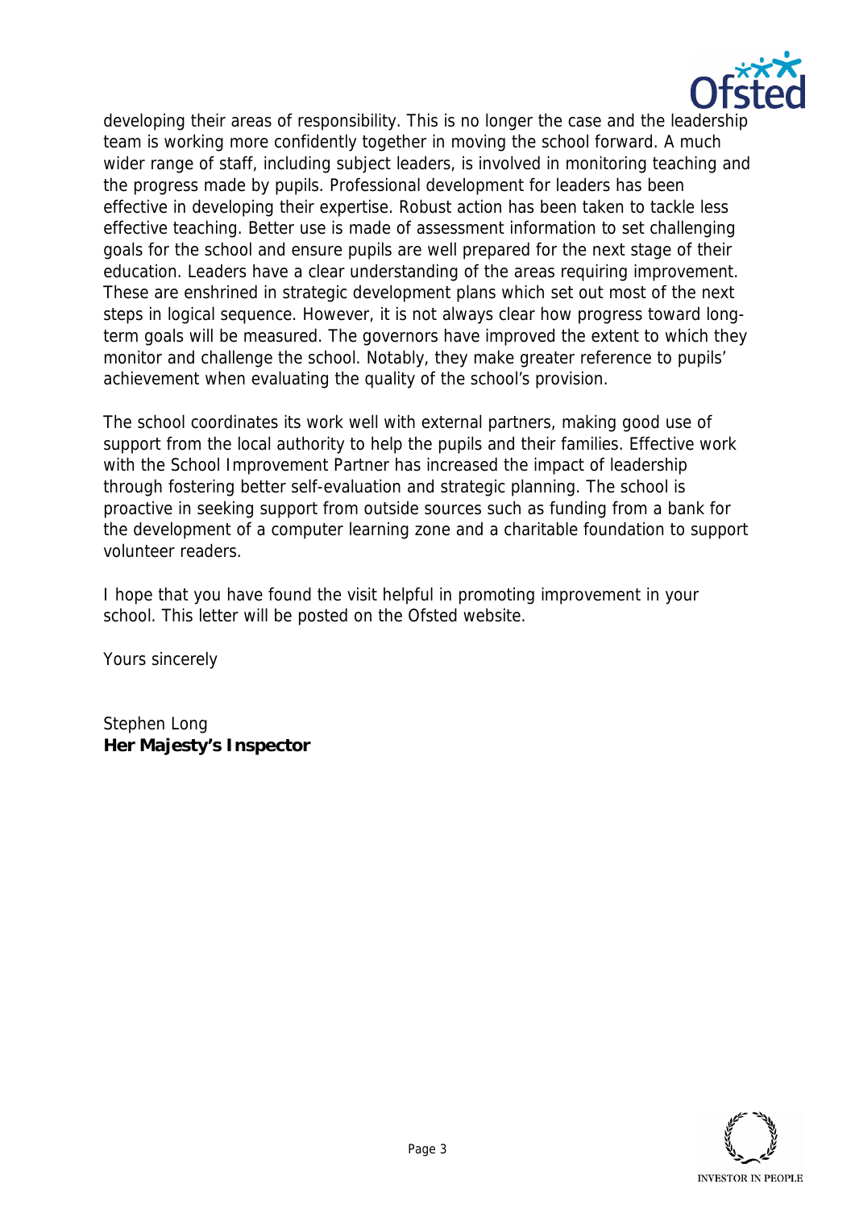developing their areas of responsibility. This is no longer the case and the leadership team is working more confidently together in moving the school forward. A much wider range of staff, including subject leaders, is involved in monitoring teaching and the progress made by pupils. Professional development for leaders has been effective in developing their expertise. Robust action has been taken to tackle less effective teaching. Better use is made of assessment information to set challenging goals for the school and ensure pupils are well prepared for the next stage of their education. Leaders have a clear understanding of the areas requiring improvement. These are enshrined in strategic development plans which set out most of the next steps in logical sequence. However, it is not always clear how progress toward long-term goals will be measured. The governors have improved the extent to which they monitor and challenge the school. Notably, they make greater reference to pupils' achievement when evaluating the quality of the school's provision.

The school coordinates its work well with external partners, making good use of support from the local authority to help the pupils and their families. Effective work with the School Improvement Partner has increased the impact of leadership through fostering better self-evaluation and strategic planning. The school is proactive in seeking support from outside sources such as funding from a bank for the development of a computer learning zone and a charitable foundation to support volunteer readers.

I hope that you have found the visit helpful in promoting improvement in your school. This letter will be posted on the Ofsted website.

Yours sincerely

Stephen Long
**Her Majesty's Inspector**